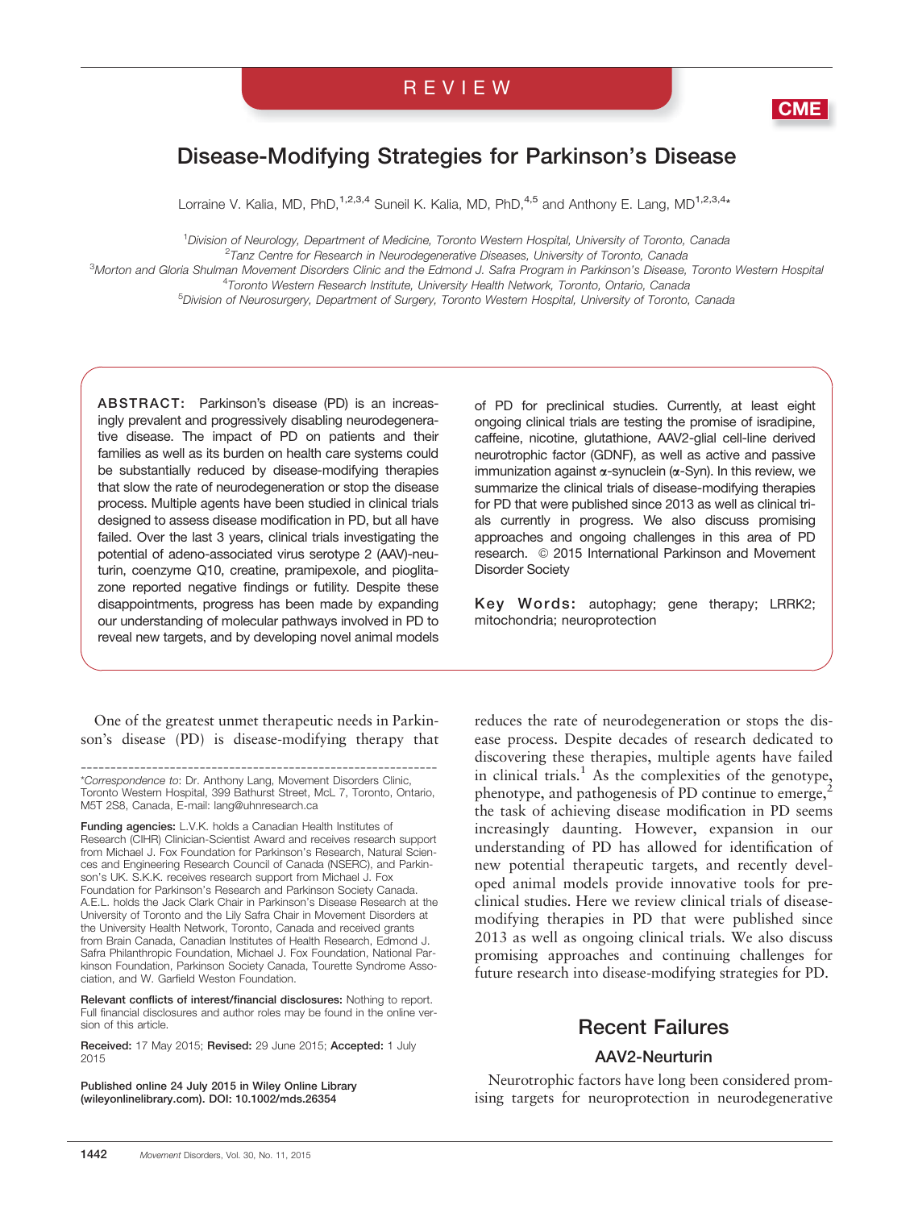REVIEW

CME

# Disease-Modifying Strategies for Parkinson's Disease

Lorraine V. Kalia, MD, PhD,[1,2,3,4] Suneil K. Kalia, MD, PhD,[4,5] and Anthony E. Lang, MD[1,2,3,4]*

[1]*Division of Neurology, Department of Medicine, Toronto Western Hospital, University of Toronto, Canada*
[2]*Tanz Centre for Research in Neurodegenerative Diseases, University of Toronto, Canada*
[3]*Morton and Gloria Shulman Movement Disorders Clinic and the Edmond J. Safra Program in Parkinson's Disease, Toronto Western Hospital*
[4]*Toronto Western Research Institute, University Health Network, Toronto, Ontario, Canada*
[5]*Division of Neurosurgery, Department of Surgery, Toronto Western Hospital, University of Toronto, Canada*

**ABSTRACT:** Parkinson's disease (PD) is an increasingly prevalent and progressively disabling neurodegenerative disease. The impact of PD on patients and their families as well as its burden on health care systems could be substantially reduced by disease-modifying therapies that slow the rate of neurodegeneration or stop the disease process. Multiple agents have been studied in clinical trials designed to assess disease modification in PD, but all have failed. Over the last 3 years, clinical trials investigating the potential of adeno-associated virus serotype 2 (AAV)-neurturin, coenzyme Q10, creatine, pramipexole, and pioglitazone reported negative findings or futility. Despite these disappointments, progress has been made by expanding our understanding of molecular pathways involved in PD to reveal new targets, and by developing novel animal models of PD for preclinical studies. Currently, at least eight ongoing clinical trials are testing the promise of isradipine, caffeine, nicotine, glutathione, AAV2-glial cell-line derived neurotrophic factor (GDNF), as well as active and passive immunization against α-synuclein (α-Syn). In this review, we summarize the clinical trials of disease-modifying therapies for PD that were published since 2013 as well as clinical trials currently in progress. We also discuss promising approaches and ongoing challenges in this area of PD research. © 2015 International Parkinson and Movement Disorder Society

**Key Words:** autophagy; gene therapy; LRRK2; mitochondria; neuroprotection

One of the greatest unmet therapeutic needs in Parkinson's disease (PD) is disease-modifying therapy that reduces the rate of neurodegeneration or stops the disease process. Despite decades of research dedicated to discovering these therapies, multiple agents have failed in clinical trials.[1] As the complexities of the genotype, phenotype, and pathogenesis of PD continue to emerge,[2] the task of achieving disease modification in PD seems increasingly daunting. However, expansion in our understanding of PD has allowed for identification of new potential therapeutic targets, and recently developed animal models provide innovative tools for preclinical studies. Here we review clinical trials of disease-modifying therapies in PD that were published since 2013 as well as ongoing clinical trials. We also discuss promising approaches and continuing challenges for future research into disease-modifying strategies for PD.

---

*Correspondence to*: Dr. Anthony Lang, Movement Disorders Clinic, Toronto Western Hospital, 399 Bathurst Street, McL 7, Toronto, Ontario, M5T 2S8, Canada, E-mail: lang@uhnresearch.ca

**Funding agencies:** L.V.K. holds a Canadian Health Institutes of Research (CIHR) Clinician-Scientist Award and receives research support from Michael J. Fox Foundation for Parkinson's Research, Natural Sciences and Engineering Research Council of Canada (NSERC), and Parkinson's UK. S.K.K. receives research support from Michael J. Fox Foundation for Parkinson's Research and Parkinson Society Canada. A.E.L. holds the Jack Clark Chair in Parkinson's Disease Research at the University of Toronto and the Lily Safra Chair in Movement Disorders at the University Health Network, Toronto, Canada and received grants from Brain Canada, Canadian Institutes of Health Research, Edmond J. Safra Philanthropic Foundation, Michael J. Fox Foundation, National Parkinson Foundation, Parkinson Society Canada, Tourette Syndrome Association, and W. Garfield Weston Foundation.

**Relevant conflicts of interest/financial disclosures:** Nothing to report. Full financial disclosures and author roles may be found in the online version of this article.

**Received:** 17 May 2015; **Revised:** 29 June 2015; **Accepted:** 1 July 2015

Published online 24 July 2015 in Wiley Online Library (wileyonlinelibrary.com). DOI: 10.1002/mds.26354

## Recent Failures

### AAV2-Neurturin

Neurotrophic factors have long been considered promising targets for neuroprotection in neurodegenerative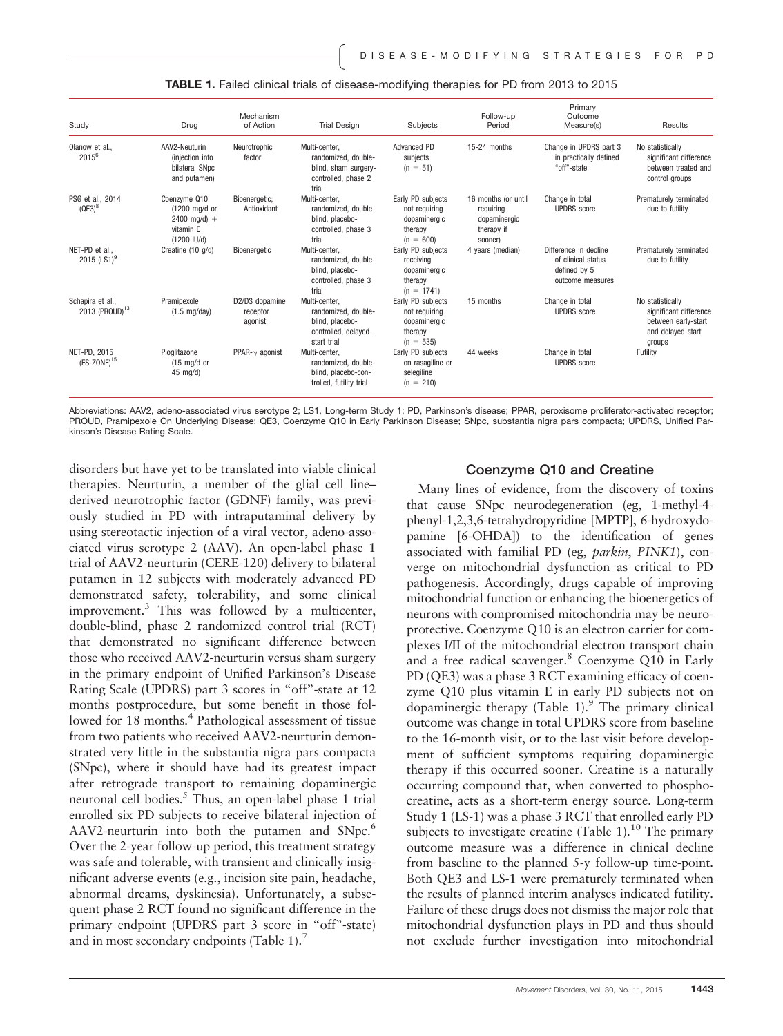**TABLE 1.** Failed clinical trials of disease-modifying therapies for PD from 2013 to 2015

| Study | Drug | Mechanism of Action | Trial Design | Subjects | Follow-up Period | Primary Outcome Measure(s) | Results |
|---|---|---|---|---|---|---|---|
| Olanow et al., 2015[6] | AAV2-Neuturin (injection into bilateral SNpc and putamen) | Neurotrophic factor | Multi-center, randomized, double-blind, sham surgery-controlled, phase 2 trial | Advanced PD subjects (n = 51) | 15-24 months | Change in UPDRS part 3 in practically defined "off"-state | No statistically significant difference between treated and control groups |
| PSG et al., 2014 (QE3)[8] | Coenzyme Q10 (1200 mg/d or 2400 mg/d) + vitamin E (1200 IU/d) | Bioenergetic; Antioxidant | Multi-center, randomized, double-blind, placebo-controlled, phase 3 trial | Early PD subjects not requiring dopaminergic therapy (n = 600) | 16 months (or until requiring dopaminergic therapy if sooner) | Change in total UPDRS score | Prematurely terminated due to futility |
| NET-PD et al., 2015 (LS1)[9] | Creatine (10 g/d) | Bioenergetic | Multi-center, randomized, double-blind, placebo-controlled, phase 3 trial | Early PD subjects receiving dopaminergic therapy (n = 1741) | 4 years (median) | Difference in decline of clinical status defined by 5 outcome measures | Prematurely terminated due to futility |
| Schapira et al., 2013 (PROUD)[13] | Pramipexole (1.5 mg/day) | D2/D3 dopamine receptor agonist | Multi-center, randomized, double-blind, placebo-controlled, delayed-start trial | Early PD subjects not requiring dopaminergic therapy (n = 535) | 15 months | Change in total UPDRS score | No statistically significant difference between early-start and delayed-start groups |
| NET-PD, 2015 (FS-ZONE)[15] | Pioglitazone (15 mg/d or 45 mg/d) | PPAR-γ agonist | Multi-center, randomized, double-blind, placebo-controlled, futility trial | Early PD subjects on rasagiline or selegiline (n = 210) | 44 weeks | Change in total UPDRS score | Futility |

Abbreviations: AAV2, adeno-associated virus serotype 2; LS1, Long-term Study 1; PD, Parkinson's disease; PPAR, peroxisome proliferator-activated receptor; PROUD, Pramipexole On Underlying Disease; QE3, Coenzyme Q10 in Early Parkinson Disease; SNpc, substantia nigra pars compacta; UPDRS, Unified Parkinson's Disease Rating Scale.

disorders but have yet to be translated into viable clinical therapies. Neurturin, a member of the glial cell line–derived neurotrophic factor (GDNF) family, was previously studied in PD with intraputaminal delivery by using stereotactic injection of a viral vector, adeno-associated virus serotype 2 (AAV). An open-label phase 1 trial of AAV2-neurturin (CERE-120) delivery to bilateral putamen in 12 subjects with moderately advanced PD demonstrated safety, tolerability, and some clinical improvement.[3] This was followed by a multicenter, double-blind, phase 2 randomized control trial (RCT) that demonstrated no significant difference between those who received AAV2-neurturin versus sham surgery in the primary endpoint of Unified Parkinson's Disease Rating Scale (UPDRS) part 3 scores in "off"-state at 12 months postprocedure, but some benefit in those followed for 18 months.[4] Pathological assessment of tissue from two patients who received AAV2-neurturin demonstrated very little in the substantia nigra pars compacta (SNpc), where it should have had its greatest impact after retrograde transport to remaining dopaminergic neuronal cell bodies.[5] Thus, an open-label phase 1 trial enrolled six PD subjects to receive bilateral injection of AAV2-neurturin into both the putamen and SNpc.[6] Over the 2-year follow-up period, this treatment strategy was safe and tolerable, with transient and clinically insignificant adverse events (e.g., incision site pain, headache, abnormal dreams, dyskinesia). Unfortunately, a subsequent phase 2 RCT found no significant difference in the primary endpoint (UPDRS part 3 score in "off"-state) and in most secondary endpoints (Table 1).[7]

## Coenzyme Q10 and Creatine

Many lines of evidence, from the discovery of toxins that cause SNpc neurodegeneration (eg, 1-methyl-4-phenyl-1,2,3,6-tetrahydropyridine [MPTP], 6-hydroxydopamine [6-OHDA]) to the identification of genes associated with familial PD (eg, *parkin*, *PINK1*), converge on mitochondrial dysfunction as critical to PD pathogenesis. Accordingly, drugs capable of improving mitochondrial function or enhancing the bioenergetics of neurons with compromised mitochondria may be neuroprotective. Coenzyme Q10 is an electron carrier for complexes I/II of the mitochondrial electron transport chain and a free radical scavenger.[8] Coenzyme Q10 in Early PD (QE3) was a phase 3 RCT examining efficacy of coenzyme Q10 plus vitamin E in early PD subjects not on dopaminergic therapy (Table 1).[9] The primary clinical outcome was change in total UPDRS score from baseline to the 16-month visit, or to the last visit before development of sufficient symptoms requiring dopaminergic therapy if this occurred sooner. Creatine is a naturally occurring compound that, when converted to phosphocreatine, acts as a short-term energy source. Long-term Study 1 (LS-1) was a phase 3 RCT that enrolled early PD subjects to investigate creatine (Table 1).[10] The primary outcome measure was a difference in clinical decline from baseline to the planned 5-y follow-up time-point. Both QE3 and LS-1 were prematurely terminated when the results of planned interim analyses indicated futility. Failure of these drugs does not dismiss the major role that mitochondrial dysfunction plays in PD and thus should not exclude further investigation into mitochondrial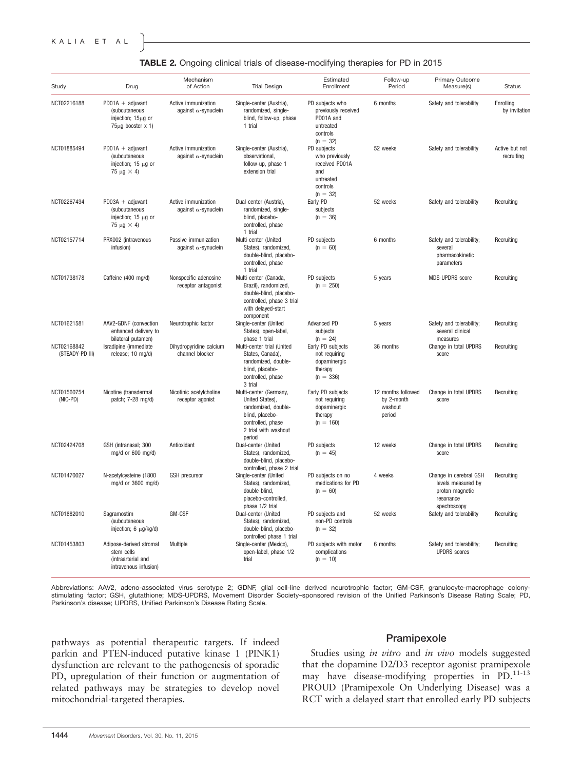**TABLE 2.** Ongoing clinical trials of disease-modifying therapies for PD in 2015

| Study | Drug | Mechanism of Action | Trial Design | Estimated Enrollment | Follow-up Period | Primary Outcome Measure(s) | Status |
|---|---|---|---|---|---|---|---|
| NCT02216188 | PD01A + adjuvant (subcutaneous injection; 15μg or 75μg booster x 1) | Active immunization against α-synuclein | Single-center (Austria), randomized, single-blind, follow-up, phase 1 trial | PD subjects who previously received PD01A and untreated controls (n = 32) | 6 months | Safety and tolerability | Enrolling by invitation |
| NCT01885494 | PD01A + adjuvant (subcutaneous injection; 15 μg or 75 μg × 4) | Active immunization against α-synuclein | Single-center (Austria), observational, follow-up, phase 1 extension trial | PD subjects who previously received PD01A and untreated controls (n = 32) | 52 weeks | Safety and tolerability | Active but not recruiting |
| NCT02267434 | PD03A + adjuvant (subcutaneous injection; 15 μg or 75 μg × 4) | Active immunization against α-synuclein | Dual-center (Austria), randomized, single-blind, placebo-controlled, phase 1 trial | Early PD subjects (n = 36) | 52 weeks | Safety and tolerability | Recruiting |
| NCT02157714 | PRX002 (intravenous infusion) | Passive immunization against α-synuclein | Multi-center (United States), randomized, double-blind, placebo-controlled, phase 1 trial | PD subjects (n = 60) | 6 months | Safety and tolerability; several pharmacokinetic parameters | Recruiting |
| NCT01738178 | Caffeine (400 mg/d) | Nonspecific adenosine receptor antagonist | Multi-center (Canada, Brazil), randomized, double-blind, placebo-controlled, phase 3 trial with delayed-start component | PD subjects (n = 250) | 5 years | MDS-UPDRS score | Recruiting |
| NCT01621581 | AAV2-GDNF (convection enhanced delivery to bilateral putamen) | Neurotrophic factor | Single-center (United States), open-label, phase 1 trial | Advanced PD subjects (n = 24) | 5 years | Safety and tolerability; several clinical measures | Recruiting |
| NCT02168842 (STEADY-PD III) | Isradipine (immediate release; 10 mg/d) | Dihydropyridine calcium channel blocker | Multi-center trial (United States, Canada), randomized, double-blind, placebo-controlled, phase 3 trial | Early PD subjects not requiring dopaminergic therapy (n = 336) | 36 months | Change in total UPDRS score | Recruiting |
| NCT01560754 (NIC-PD) | Nicotine (transdermal patch; 7-28 mg/d) | Nicotinic acetylcholine receptor agonist | Multi-center (Germany, United States), randomized, double-blind, placebo-controlled, phase 2 trial with washout period | Early PD subjects not requiring dopaminergic therapy (n = 160) | 12 months followed by 2-month washout period | Change in total UPDRS score | Recruiting |
| NCT02424708 | GSH (intranasal; 300 mg/d or 600 mg/d) | Antioxidant | Dual-center (United States), randomized, double-blind, placebo-controlled, phase 2 trial | PD subjects (n = 45) | 12 weeks | Change in total UPDRS score | Recruiting |
| NCT01470027 | N-acetylcysteine (1800 mg/d or 3600 mg/d) | GSH precursor | Single-center (United States), randomized, double-blind, placebo-controlled, phase 1/2 trial | PD subjects on no medications for PD (n = 60) | 4 weeks | Change in cerebral GSH levels measured by proton magnetic resonance spectroscopy | Recruiting |
| NCT01882010 | Sagramostim (subcutaneous injection; 6 μg/kg/d) | GM-CSF | Dual-center (United States), randomized, double-blind, placebo-controlled phase 1 trial | PD subjects and non-PD controls (n = 32) | 52 weeks | Safety and tolerability | Recruiting |
| NCT01453803 | Adipose-derived stromal stem cells (intraarterial and intravenous infusion) | Multiple | Single-center (Mexico), open-label, phase 1/2 trial | PD subjects with motor complications (n = 10) | 6 months | Safety and tolerability; UPDRS scores | Recruiting |

Abbreviations: AAV2, adeno-associated virus serotype 2; GDNF, glial cell-line derived neurotrophic factor; GM-CSF, granulocyte-macrophage colony-stimulating factor; GSH, glutathione; MDS-UPDRS, Movement Disorder Society–sponsored revision of the Unified Parkinson's Disease Rating Scale; PD, Parkinson's disease; UPDRS, Unified Parkinson's Disease Rating Scale.

pathways as potential therapeutic targets. If indeed parkin and PTEN-induced putative kinase 1 (PINK1) dysfunction are relevant to the pathogenesis of sporadic PD, upregulation of their function or augmentation of related pathways may be strategies to develop novel mitochondrial-targeted therapies.

### Pramipexole

Studies using *in vitro* and *in vivo* models suggested that the dopamine D2/D3 receptor agonist pramipexole may have disease-modifying properties in PD.[11-13] PROUD (Pramipexole On Underlying Disease) was a RCT with a delayed start that enrolled early PD subjects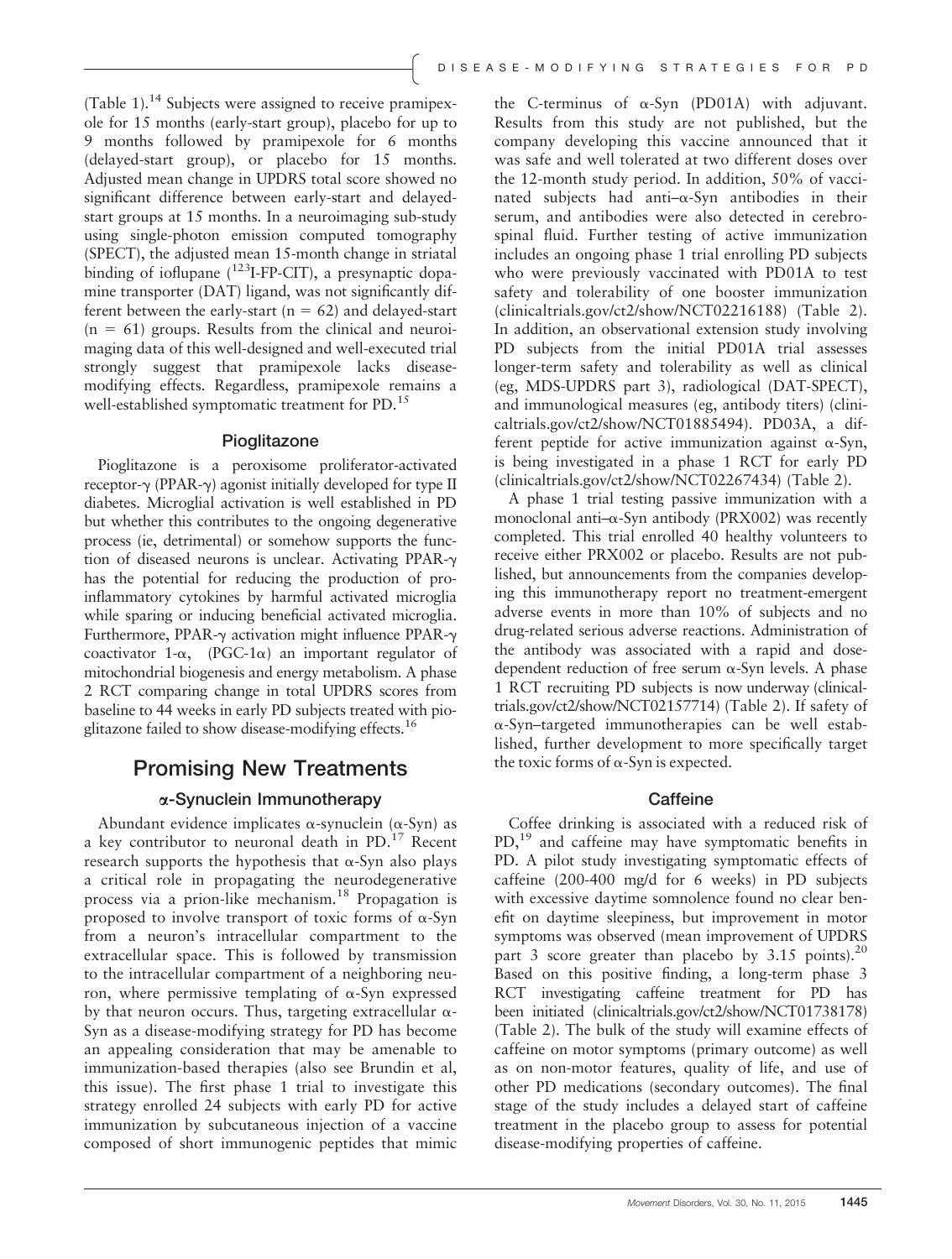(Table 1).[14] Subjects were assigned to receive pramipexole for 15 months (early-start group), placebo for up to 9 months followed by pramipexole for 6 months (delayed-start group), or placebo for 15 months. Adjusted mean change in UPDRS total score showed no significant difference between early-start and delayed-start groups at 15 months. In a neuroimaging sub-study using single-photon emission computed tomography (SPECT), the adjusted mean 15-month change in striatal binding of ioflupane ($^{123}$I-FP-CIT), a presynaptic dopamine transporter (DAT) ligand, was not significantly different between the early-start (n = 62) and delayed-start (n = 61) groups. Results from the clinical and neuroimaging data of this well-designed and well-executed trial strongly suggest that pramipexole lacks disease-modifying effects. Regardless, pramipexole remains a well-established symptomatic treatment for PD.[15]

### Pioglitazone

Pioglitazone is a peroxisome proliferator-activated receptor-γ (PPAR-γ) agonist initially developed for type II diabetes. Microglial activation is well established in PD but whether this contributes to the ongoing degenerative process (ie, detrimental) or somehow supports the function of diseased neurons is unclear. Activating PPAR-γ has the potential for reducing the production of pro-inflammatory cytokines by harmful activated microglia while sparing or inducing beneficial activated microglia. Furthermore, PPAR-γ activation might influence PPAR-γ coactivator 1-α, (PGC-1α) an important regulator of mitochondrial biogenesis and energy metabolism. A phase 2 RCT comparing change in total UPDRS scores from baseline to 44 weeks in early PD subjects treated with pioglitazone failed to show disease-modifying effects.[16]

## Promising New Treatments

### α-Synuclein Immunotherapy

Abundant evidence implicates α-synuclein (α-Syn) as a key contributor to neuronal death in PD.[17] Recent research supports the hypothesis that α-Syn also plays a critical role in propagating the neurodegenerative process via a prion-like mechanism.[18] Propagation is proposed to involve transport of toxic forms of α-Syn from a neuron's intracellular compartment to the extracellular space. This is followed by transmission to the intracellular compartment of a neighboring neuron, where permissive templating of α-Syn expressed by that neuron occurs. Thus, targeting extracellular α-Syn as a disease-modifying strategy for PD has become an appealing consideration that may be amenable to immunization-based therapies (also see Brundin et al, this issue). The first phase 1 trial to investigate this strategy enrolled 24 subjects with early PD for active immunization by subcutaneous injection of a vaccine composed of short immunogenic peptides that mimic the C-terminus of α-Syn (PD01A) with adjuvant. Results from this study are not published, but the company developing this vaccine announced that it was safe and well tolerated at two different doses over the 12-month study period. In addition, 50% of vaccinated subjects had anti–α-Syn antibodies in their serum, and antibodies were also detected in cerebrospinal fluid. Further testing of active immunization includes an ongoing phase 1 trial enrolling PD subjects who were previously vaccinated with PD01A to test safety and tolerability of one booster immunization (clinicaltrials.gov/ct2/show/NCT02216188) (Table 2). In addition, an observational extension study involving PD subjects from the initial PD01A trial assesses longer-term safety and tolerability as well as clinical (eg, MDS-UPDRS part 3), radiological (DAT-SPECT), and immunological measures (eg, antibody titers) (clinicaltrials.gov/ct2/show/NCT01885494). PD03A, a different peptide for active immunization against α-Syn, is being investigated in a phase 1 RCT for early PD (clinicaltrials.gov/ct2/show/NCT02267434) (Table 2).

A phase 1 trial testing passive immunization with a monoclonal anti–α-Syn antibody (PRX002) was recently completed. This trial enrolled 40 healthy volunteers to receive either PRX002 or placebo. Results are not published, but announcements from the companies developing this immunotherapy report no treatment-emergent adverse events in more than 10% of subjects and no drug-related serious adverse reactions. Administration of the antibody was associated with a rapid and dose-dependent reduction of free serum α-Syn levels. A phase 1 RCT recruiting PD subjects is now underway (clinicaltrials.gov/ct2/show/NCT02157714) (Table 2). If safety of α-Syn–targeted immunotherapies can be well established, further development to more specifically target the toxic forms of α-Syn is expected.

### Caffeine

Coffee drinking is associated with a reduced risk of PD,[19] and caffeine may have symptomatic benefits in PD. A pilot study investigating symptomatic effects of caffeine (200-400 mg/d for 6 weeks) in PD subjects with excessive daytime somnolence found no clear benefit on daytime sleepiness, but improvement in motor symptoms was observed (mean improvement of UPDRS part 3 score greater than placebo by 3.15 points).[20] Based on this positive finding, a long-term phase 3 RCT investigating caffeine treatment for PD has been initiated (clinicaltrials.gov/ct2/show/NCT01738178) (Table 2). The bulk of the study will examine effects of caffeine on motor symptoms (primary outcome) as well as on non-motor features, quality of life, and use of other PD medications (secondary outcomes). The final stage of the study includes a delayed start of caffeine treatment in the placebo group to assess for potential disease-modifying properties of caffeine.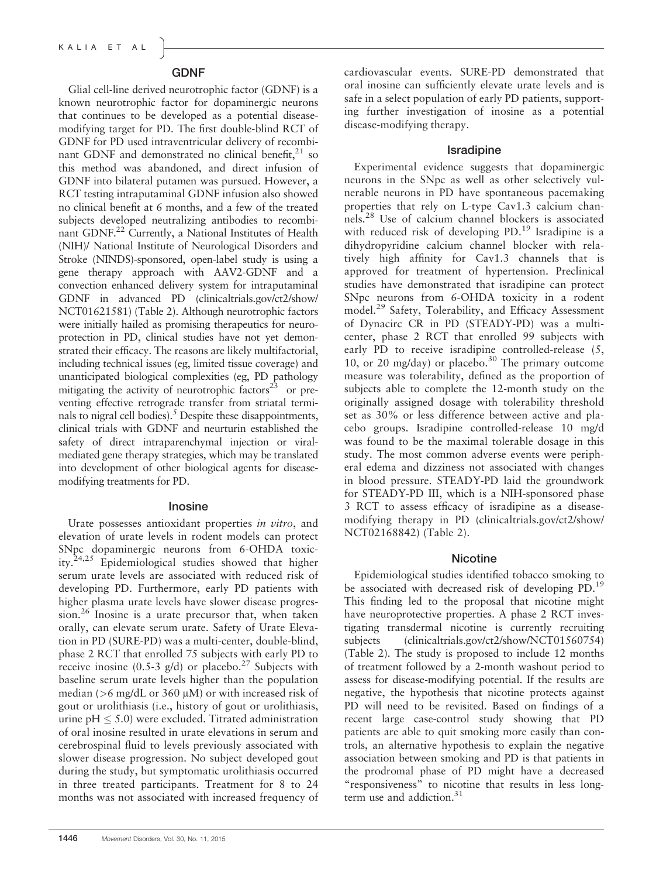### GDNF

Glial cell-line derived neurotrophic factor (GDNF) is a known neurotrophic factor for dopaminergic neurons that continues to be developed as a potential disease-modifying target for PD. The first double-blind RCT of GDNF for PD used intraventricular delivery of recombinant GDNF and demonstrated no clinical benefit,[21] so this method was abandoned, and direct infusion of GDNF into bilateral putamen was pursued. However, a RCT testing intraputaminal GDNF infusion also showed no clinical benefit at 6 months, and a few of the treated subjects developed neutralizing antibodies to recombinant GDNF.[22] Currently, a National Institutes of Health (NIH)/ National Institute of Neurological Disorders and Stroke (NINDS)-sponsored, open-label study is using a gene therapy approach with AAV2-GDNF and a convection enhanced delivery system for intraputaminal GDNF in advanced PD (clinicaltrials.gov/ct2/show/NCT01621581) (Table 2). Although neurotrophic factors were initially hailed as promising therapeutics for neuroprotection in PD, clinical studies have not yet demonstrated their efficacy. The reasons are likely multifactorial, including technical issues (eg, limited tissue coverage) and unanticipated biological complexities (eg, PD pathology mitigating the activity of neurotrophic factors[23] or preventing effective retrograde transfer from striatal terminals to nigral cell bodies).[5] Despite these disappointments, clinical trials with GDNF and neurturin established the safety of direct intraparenchymal injection or viral-mediated gene therapy strategies, which may be translated into development of other biological agents for disease-modifying treatments for PD.

### Inosine

Urate possesses antioxidant properties *in vitro*, and elevation of urate levels in rodent models can protect SNpc dopaminergic neurons from 6-OHDA toxicity.[24,25] Epidemiological studies showed that higher serum urate levels are associated with reduced risk of developing PD. Furthermore, early PD patients with higher plasma urate levels have slower disease progression.[26] Inosine is a urate precursor that, when taken orally, can elevate serum urate. Safety of Urate Elevation in PD (SURE-PD) was a multi-center, double-blind, phase 2 RCT that enrolled 75 subjects with early PD to receive inosine (0.5-3 g/d) or placebo.[27] Subjects with baseline serum urate levels higher than the population median (>6 mg/dL or 360 μM) or with increased risk of gout or urolithiasis (i.e., history of gout or urolithiasis, urine pH $\leq$ 5.0) were excluded. Titrated administration of oral inosine resulted in urate elevations in serum and cerebrospinal fluid to levels previously associated with slower disease progression. No subject developed gout during the study, but symptomatic urolithiasis occurred in three treated participants. Treatment for 8 to 24 months was not associated with increased frequency of cardiovascular events. SURE-PD demonstrated that oral inosine can sufficiently elevate urate levels and is safe in a select population of early PD patients, supporting further investigation of inosine as a potential disease-modifying therapy.

### Isradipine

Experimental evidence suggests that dopaminergic neurons in the SNpc as well as other selectively vulnerable neurons in PD have spontaneous pacemaking properties that rely on L-type Cav1.3 calcium channels.[28] Use of calcium channel blockers is associated with reduced risk of developing PD.[19] Isradipine is a dihydropyridine calcium channel blocker with relatively high affinity for Cav1.3 channels that is approved for treatment of hypertension. Preclinical studies have demonstrated that isradipine can protect SNpc neurons from 6-OHDA toxicity in a rodent model.[29] Safety, Tolerability, and Efficacy Assessment of Dynacirc CR in PD (STEADY-PD) was a multicenter, phase 2 RCT that enrolled 99 subjects with early PD to receive isradipine controlled-release (5, 10, or 20 mg/day) or placebo.[30] The primary outcome measure was tolerability, defined as the proportion of subjects able to complete the 12-month study on the originally assigned dosage with tolerability threshold set as 30% or less difference between active and placebo groups. Isradipine controlled-release 10 mg/d was found to be the maximal tolerable dosage in this study. The most common adverse events were peripheral edema and dizziness not associated with changes in blood pressure. STEADY-PD laid the groundwork for STEADY-PD III, which is a NIH-sponsored phase 3 RCT to assess efficacy of isradipine as a disease-modifying therapy in PD (clinicaltrials.gov/ct2/show/NCT02168842) (Table 2).

### Nicotine

Epidemiological studies identified tobacco smoking to be associated with decreased risk of developing PD.[19] This finding led to the proposal that nicotine might have neuroprotective properties. A phase 2 RCT investigating transdermal nicotine is currently recruiting subjects (clinicaltrials.gov/ct2/show/NCT01560754) (Table 2). The study is proposed to include 12 months of treatment followed by a 2-month washout period to assess for disease-modifying potential. If the results are negative, the hypothesis that nicotine protects against PD will need to be revisited. Based on findings of a recent large case-control study showing that PD patients are able to quit smoking more easily than controls, an alternative hypothesis to explain the negative association between smoking and PD is that patients in the prodromal phase of PD might have a decreased "responsiveness" to nicotine that results in less long-term use and addiction.[31]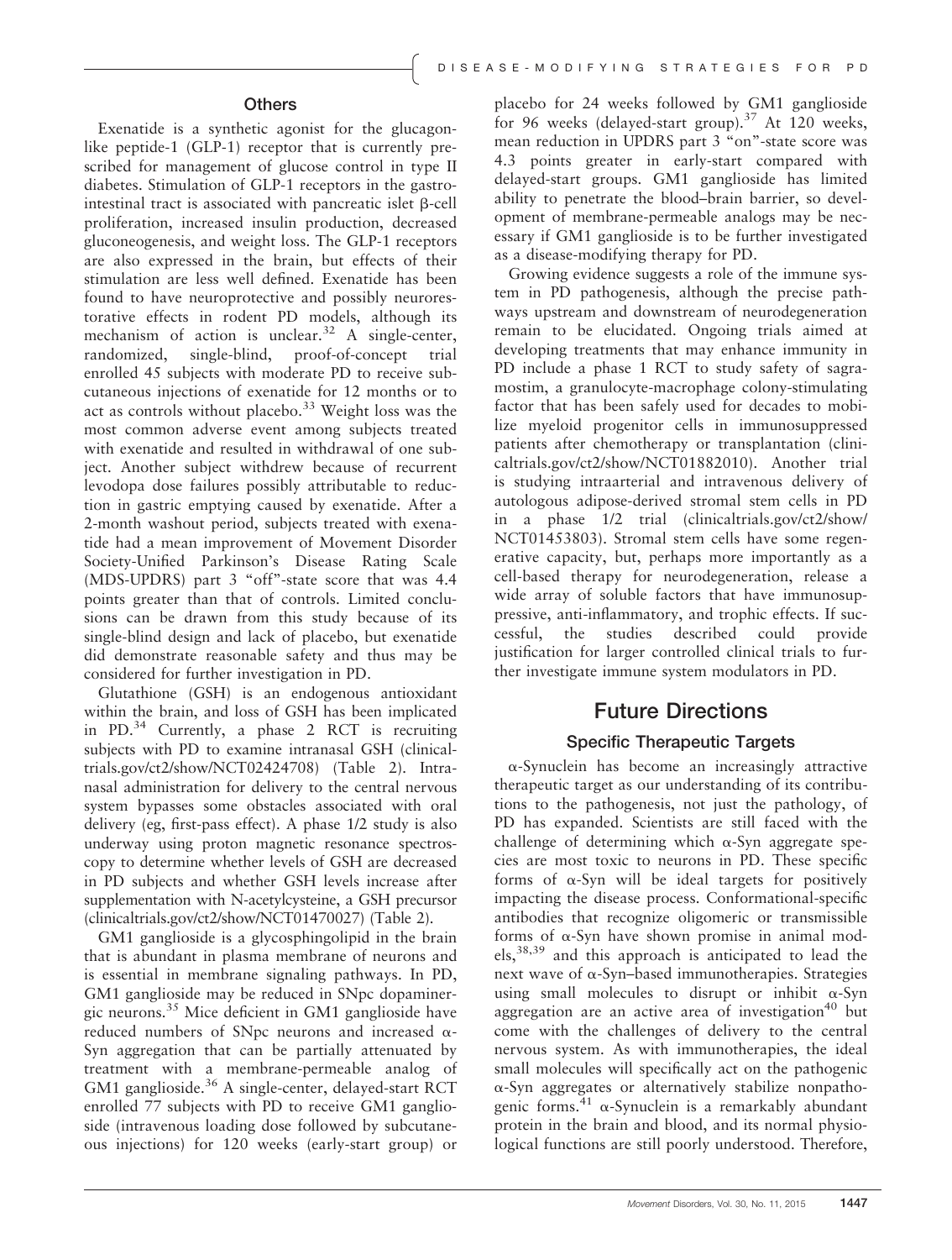### Others

Exenatide is a synthetic agonist for the glucagon-like peptide-1 (GLP-1) receptor that is currently prescribed for management of glucose control in type II diabetes. Stimulation of GLP-1 receptors in the gastrointestinal tract is associated with pancreatic islet β-cell proliferation, increased insulin production, decreased gluconeogenesis, and weight loss. The GLP-1 receptors are also expressed in the brain, but effects of their stimulation are less well defined. Exenatide has been found to have neuroprotective and possibly neurorestorative effects in rodent PD models, although its mechanism of action is unclear.[32] A single-center, randomized, single-blind, proof-of-concept trial enrolled 45 subjects with moderate PD to receive subcutaneous injections of exenatide for 12 months or to act as controls without placebo.[33] Weight loss was the most common adverse event among subjects treated with exenatide and resulted in withdrawal of one subject. Another subject withdrew because of recurrent levodopa dose failures possibly attributable to reduction in gastric emptying caused by exenatide. After a 2-month washout period, subjects treated with exenatide had a mean improvement of Movement Disorder Society-Unified Parkinson's Disease Rating Scale (MDS-UPDRS) part 3 "off"-state score that was 4.4 points greater than that of controls. Limited conclusions can be drawn from this study because of its single-blind design and lack of placebo, but exenatide did demonstrate reasonable safety and thus may be considered for further investigation in PD.

Glutathione (GSH) is an endogenous antioxidant within the brain, and loss of GSH has been implicated in PD.[34] Currently, a phase 2 RCT is recruiting subjects with PD to examine intranasal GSH (clinicaltrials.gov/ct2/show/NCT02424708) (Table 2). Intranasal administration for delivery to the central nervous system bypasses some obstacles associated with oral delivery (eg, first-pass effect). A phase 1/2 study is also underway using proton magnetic resonance spectroscopy to determine whether levels of GSH are decreased in PD subjects and whether GSH levels increase after supplementation with N-acetylcysteine, a GSH precursor (clinicaltrials.gov/ct2/show/NCT01470027) (Table 2).

GM1 ganglioside is a glycosphingolipid in the brain that is abundant in plasma membrane of neurons and is essential in membrane signaling pathways. In PD, GM1 ganglioside may be reduced in SNpc dopaminergic neurons.[35] Mice deficient in GM1 ganglioside have reduced numbers of SNpc neurons and increased α-Syn aggregation that can be partially attenuated by treatment with a membrane-permeable analog of GM1 ganglioside.[36] A single-center, delayed-start RCT enrolled 77 subjects with PD to receive GM1 ganglioside (intravenous loading dose followed by subcutaneous injections) for 120 weeks (early-start group) or placebo for 24 weeks followed by GM1 ganglioside for 96 weeks (delayed-start group).[37] At 120 weeks, mean reduction in UPDRS part 3 "on"-state score was 4.3 points greater in early-start compared with delayed-start groups. GM1 ganglioside has limited ability to penetrate the blood–brain barrier, so development of membrane-permeable analogs may be necessary if GM1 ganglioside is to be further investigated as a disease-modifying therapy for PD.

Growing evidence suggests a role of the immune system in PD pathogenesis, although the precise pathways upstream and downstream of neurodegeneration remain to be elucidated. Ongoing trials aimed at developing treatments that may enhance immunity in PD include a phase 1 RCT to study safety of sagramostim, a granulocyte-macrophage colony-stimulating factor that has been safely used for decades to mobilize myeloid progenitor cells in immunosuppressed patients after chemotherapy or transplantation (clinicaltrials.gov/ct2/show/NCT01882010). Another trial is studying intraarterial and intravenous delivery of autologous adipose-derived stromal stem cells in PD in a phase 1/2 trial (clinicaltrials.gov/ct2/show/NCT01453803). Stromal stem cells have some regenerative capacity, but, perhaps more importantly as a cell-based therapy for neurodegeneration, release a wide array of soluble factors that have immunosuppressive, anti-inflammatory, and trophic effects. If successful, the studies described could provide justification for larger controlled clinical trials to further investigate immune system modulators in PD.

## Future Directions

### Specific Therapeutic Targets

α-Synuclein has become an increasingly attractive therapeutic target as our understanding of its contributions to the pathogenesis, not just the pathology, of PD has expanded. Scientists are still faced with the challenge of determining which α-Syn aggregate species are most toxic to neurons in PD. These specific forms of α-Syn will be ideal targets for positively impacting the disease process. Conformational-specific antibodies that recognize oligomeric or transmissible forms of α-Syn have shown promise in animal models,[38,39] and this approach is anticipated to lead the next wave of α-Syn–based immunotherapies. Strategies using small molecules to disrupt or inhibit α-Syn aggregation are an active area of investigation[40] but come with the challenges of delivery to the central nervous system. As with immunotherapies, the ideal small molecules will specifically act on the pathogenic α-Syn aggregates or alternatively stabilize nonpathogenic forms.[41] α-Synuclein is a remarkably abundant protein in the brain and blood, and its normal physiological functions are still poorly understood. Therefore,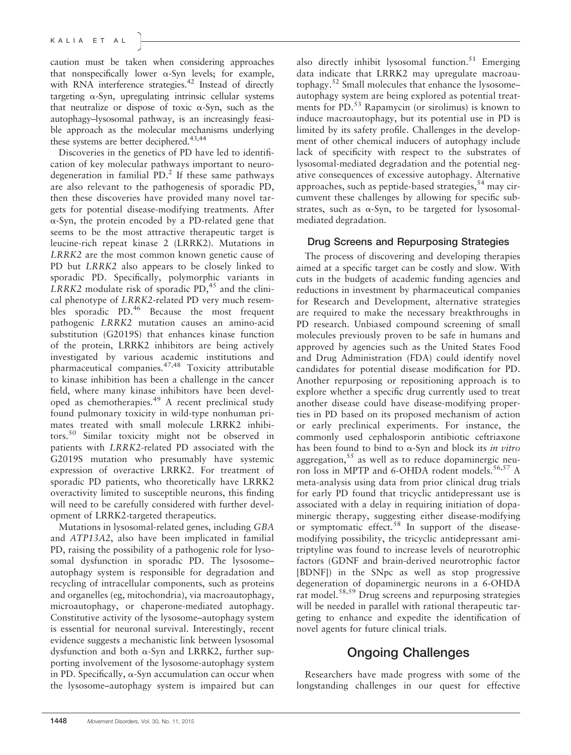caution must be taken when considering approaches that nonspecifically lower α-Syn levels; for example, with RNA interference strategies.[42] Instead of directly targeting α-Syn, upregulating intrinsic cellular systems that neutralize or dispose of toxic α-Syn, such as the autophagy–lysosomal pathway, is an increasingly feasible approach as the molecular mechanisms underlying these systems are better deciphered.[43,44]

Discoveries in the genetics of PD have led to identification of key molecular pathways important to neurodegeneration in familial PD.[2] If these same pathways are also relevant to the pathogenesis of sporadic PD, then these discoveries have provided many novel targets for potential disease-modifying treatments. After α-Syn, the protein encoded by a PD-related gene that seems to be the most attractive therapeutic target is leucine-rich repeat kinase 2 (LRRK2). Mutations in *LRRK2* are the most common known genetic cause of PD but *LRRK2* also appears to be closely linked to sporadic PD. Specifically, polymorphic variants in *LRRK2* modulate risk of sporadic PD,[45] and the clinical phenotype of *LRRK2*-related PD very much resembles sporadic PD.[46] Because the most frequent pathogenic *LRRK2* mutation causes an amino-acid substitution (G2019S) that enhances kinase function of the protein, LRRK2 inhibitors are being actively investigated by various academic institutions and pharmaceutical companies.[47,48] Toxicity attributable to kinase inhibition has been a challenge in the cancer field, where many kinase inhibitors have been developed as chemotherapies.[49] A recent preclinical study found pulmonary toxicity in wild-type nonhuman primates treated with small molecule LRRK2 inhibitors.[50] Similar toxicity might not be observed in patients with *LRRK2*-related PD associated with the G2019S mutation who presumably have systemic expression of overactive LRRK2. For treatment of sporadic PD patients, who theoretically have LRRK2 overactivity limited to susceptible neurons, this finding will need to be carefully considered with further development of LRRK2-targeted therapeutics.

Mutations in lysosomal-related genes, including *GBA* and *ATP13A2*, also have been implicated in familial PD, raising the possibility of a pathogenic role for lysosomal dysfunction in sporadic PD. The lysosome–autophagy system is responsible for degradation and recycling of intracellular components, such as proteins and organelles (eg, mitochondria), via macroautophagy, microautophagy, or chaperone-mediated autophagy. Constitutive activity of the lysosome–autophagy system is essential for neuronal survival. Interestingly, recent evidence suggests a mechanistic link between lysosomal dysfunction and both α-Syn and LRRK2, further supporting involvement of the lysosome-autophagy system in PD. Specifically, α-Syn accumulation can occur when the lysosome–autophagy system is impaired but can also directly inhibit lysosomal function.[51] Emerging data indicate that LRRK2 may upregulate macroautophagy.[52] Small molecules that enhance the lysosome–autophagy system are being explored as potential treatments for PD.[53] Rapamycin (or sirolimus) is known to induce macroautophagy, but its potential use in PD is limited by its safety profile. Challenges in the development of other chemical inducers of autophagy include lack of specificity with respect to the substrates of lysosomal-mediated degradation and the potential negative consequences of excessive autophagy. Alternative approaches, such as peptide-based strategies,[54] may circumvent these challenges by allowing for specific substrates, such as α-Syn, to be targeted for lysosomal-mediated degradation.

### Drug Screens and Repurposing Strategies

The process of discovering and developing therapies aimed at a specific target can be costly and slow. With cuts in the budgets of academic funding agencies and reductions in investment by pharmaceutical companies for Research and Development, alternative strategies are required to make the necessary breakthroughs in PD research. Unbiased compound screening of small molecules previously proven to be safe in humans and approved by agencies such as the United States Food and Drug Administration (FDA) could identify novel candidates for potential disease modification for PD. Another repurposing or repositioning approach is to explore whether a specific drug currently used to treat another disease could have disease-modifying properties in PD based on its proposed mechanism of action or early preclinical experiments. For instance, the commonly used cephalosporin antibiotic ceftriaxone has been found to bind to α-Syn and block its *in vitro* aggregation,[55] as well as to reduce dopaminergic neuron loss in MPTP and 6-OHDA rodent models.[56,57] A meta-analysis using data from prior clinical drug trials for early PD found that tricyclic antidepressant use is associated with a delay in requiring initiation of dopaminergic therapy, suggesting either disease-modifying or symptomatic effect.[58] In support of the disease-modifying possibility, the tricyclic antidepressant amitriptyline was found to increase levels of neurotrophic factors (GDNF and brain-derived neurotrophic factor [BDNF]) in the SNpc as well as stop progressive degeneration of dopaminergic neurons in a 6-OHDA rat model.[58,59] Drug screens and repurposing strategies will be needed in parallel with rational therapeutic targeting to enhance and expedite the identification of novel agents for future clinical trials.

## Ongoing Challenges

Researchers have made progress with some of the longstanding challenges in our quest for effective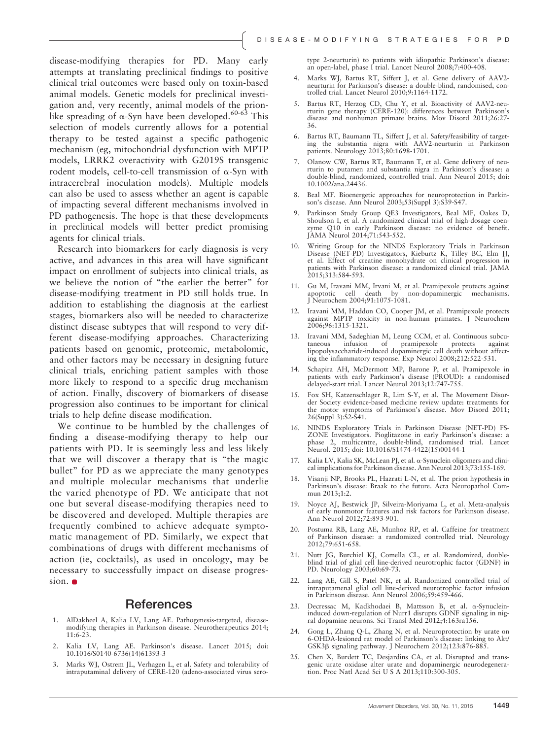disease-modifying therapies for PD. Many early attempts at translating preclinical findings to positive clinical trial outcomes were based only on toxin-based animal models. Genetic models for preclinical investigation and, very recently, animal models of the prion-like spreading of α-Syn have been developed.[60-63] This selection of models currently allows for a potential therapy to be tested against a specific pathogenic mechanism (eg, mitochondrial dysfunction with MPTP models, LRRK2 overactivity with G2019S transgenic rodent models, cell-to-cell transmission of α-Syn with intracerebral inoculation models). Multiple models can also be used to assess whether an agent is capable of impacting several different mechanisms involved in PD pathogenesis. The hope is that these developments in preclinical models will better predict promising agents for clinical trials.

Research into biomarkers for early diagnosis is very active, and advances in this area will have significant impact on enrollment of subjects into clinical trials, as we believe the notion of "the earlier the better" for disease-modifying treatment in PD still holds true. In addition to establishing the diagnosis at the earliest stages, biomarkers also will be needed to characterize distinct disease subtypes that will respond to very different disease-modifying approaches. Characterizing patients based on genomic, proteomic, metabolomic, and other factors may be necessary in designing future clinical trials, enriching patient samples with those more likely to respond to a specific drug mechanism of action. Finally, discovery of biomarkers of disease progression also continues to be important for clinical trials to help define disease modification.

We continue to be humbled by the challenges of finding a disease-modifying therapy to help our patients with PD. It is seemingly less and less likely that we will discover a therapy that is "the magic bullet" for PD as we appreciate the many genotypes and multiple molecular mechanisms that underlie the varied phenotype of PD. We anticipate that not one but several disease-modifying therapies need to be discovered and developed. Multiple therapies are frequently combined to achieve adequate symptomatic management of PD. Similarly, we expect that combinations of drugs with different mechanisms of action (ie, cocktails), as used in oncology, may be necessary to successfully impact on disease progression.

## References

1. AlDakheel A, Kalia LV, Lang AE. Pathogenesis-targeted, disease-modifying therapies in Parkinson disease. Neurotherapeutics 2014; 11:6-23.
2. Kalia LV, Lang AE. Parkinson's disease. Lancet 2015; doi: 10.1016/S0140-6736(14)61393-3
3. Marks WJ, Ostrem JL, Verhagen L, et al. Safety and tolerability of intraputaminal delivery of CERE-120 (adeno-associated virus serotype 2-neurturin) to patients with idiopathic Parkinson's disease: an open-label, phase I trial. Lancet Neurol 2008;7:400-408.
4. Marks WJ, Bartus RT, Siffert J, et al. Gene delivery of AAV2-neurturin for Parkinson's disease: a double-blind, randomised, controlled trial. Lancet Neurol 2010;9:1164-1172.
5. Bartus RT, Herzog CD, Chu Y, et al. Bioactivity of AAV2-neurturin gene therapy (CERE-120): differences between Parkinson's disease and nonhuman primate brains. Mov Disord 2011;26:27-36.
6. Bartus RT, Baumann TL, Siffert J, et al. Safety/feasibility of targeting the substantia nigra with AAV2-neurturin in Parkinson patients. Neurology 2013;80:1698-1701.
7. Olanow CW, Bartus RT, Baumann T, et al. Gene delivery of neurturin to putamen and substantia nigra in Parkinson's disease: a double-blind, randomized, controlled trial. Ann Neurol 2015; doi: 10.1002/ana.24436.
8. Beal MF. Bioenergetic approaches for neuroprotection in Parkinson's disease. Ann Neurol 2003;53(Suppl 3):S39-S47.
9. Parkinson Study Group QE3 Investigators, Beal MF, Oakes D, Shoulson I, et al. A randomized clinical trial of high-dosage coenzyme Q10 in early Parkinson disease: no evidence of benefit. JAMA Neurol 2014;71:543-552.
10. Writing Group for the NINDS Exploratory Trials in Parkinson Disease (NET-PD) Investigators, Kieburtz K, Tilley BC, Elm JJ, et al. Effect of creatine monohydrate on clinical progression in patients with Parkinson disease: a randomized clinical trial. JAMA 2015;313:584-593.
11. Gu M, Iravani MM, Irvani M, et al. Pramipexole protects against apoptotic cell death by non-dopaminergic mechanisms. J Neurochem 2004;91:1075-1081.
12. Iravani MM, Haddon CO, Cooper JM, et al. Pramipexole protects against MPTP toxicity in non-human primates. J Neurochem 2006;96:1315-1321.
13. Iravani MM, Sadeghian M, Leung CCM, et al. Continuous subcutaneous infusion of pramipexole protects against lipopolysaccharide-induced dopaminergic cell death without affecting the inflammatory response. Exp Neurol 2008;212:522-531.
14. Schapira AH, McDermott MP, Barone P, et al. Pramipexole in patients with early Parkinson's disease (PROUD): a randomised delayed-start trial. Lancet Neurol 2013;12:747-755.
15. Fox SH, Katzenschlager R, Lim S-Y, et al. The Movement Disorder Society evidence-based medicine review update: treatments for the motor symptoms of Parkinson's disease. Mov Disord 2011; 26(Suppl 3):S2-S41.
16. NINDS Exploratory Trials in Parkinson Disease (NET-PD) FS-ZONE Investigators. Pioglitazone in early Parkinson's disease: a phase 2, multicentre, double-blind, randomised trial. Lancet Neurol. 2015; doi: 10.1016/S1474-4422(15)00144-1
17. Kalia LV, Kalia SK, McLean PJ, et al. α-Synuclein oligomers and clinical implications for Parkinson disease. Ann Neurol 2013;73:155-169.
18. Visanji NP, Brooks PL, Hazrati L-N, et al. The prion hypothesis in Parkinson's disease: Braak to the future. Acta Neuropathol Commun 2013;1:2.
19. Noyce AJ, Bestwick JP, Silveira-Moriyama L, et al. Meta-analysis of early nonmotor features and risk factors for Parkinson disease. Ann Neurol 2012;72:893-901.
20. Postuma RB, Lang AE, Munhoz RP, et al. Caffeine for treatment of Parkinson disease: a randomized controlled trial. Neurology 2012;79:651-658.
21. Nutt JG, Burchiel KJ, Comella CL, et al. Randomized, double-blind trial of glial cell line-derived neurotrophic factor (GDNF) in PD. Neurology 2003;60:69-73.
22. Lang AE, Gill S, Patel NK, et al. Randomized controlled trial of intraputamenal glial cell line-derived neurotrophic factor infusion in Parkinson disease. Ann Neurol 2006;59:459-466.
23. Decressac M, Kadkhodaei B, Mattsson B, et al. α-Synuclein-induced down-regulation of Nurr1 disrupts GDNF signaling in nigral dopamine neurons. Sci Transl Med 2012;4:163ra156.
24. Gong L, Zhang Q-L, Zhang N, et al. Neuroprotection by urate on 6-OHDA-lesioned rat model of Parkinson's disease: linking to Akt/GSK3β signaling pathway. J Neurochem 2012;123:876-885.
25. Chen X, Burdett TC, Desjardins CA, et al. Disrupted and transgenic urate oxidase alter urate and dopaminergic neurodegeneration. Proc Natl Acad Sci U S A 2013;110:300-305.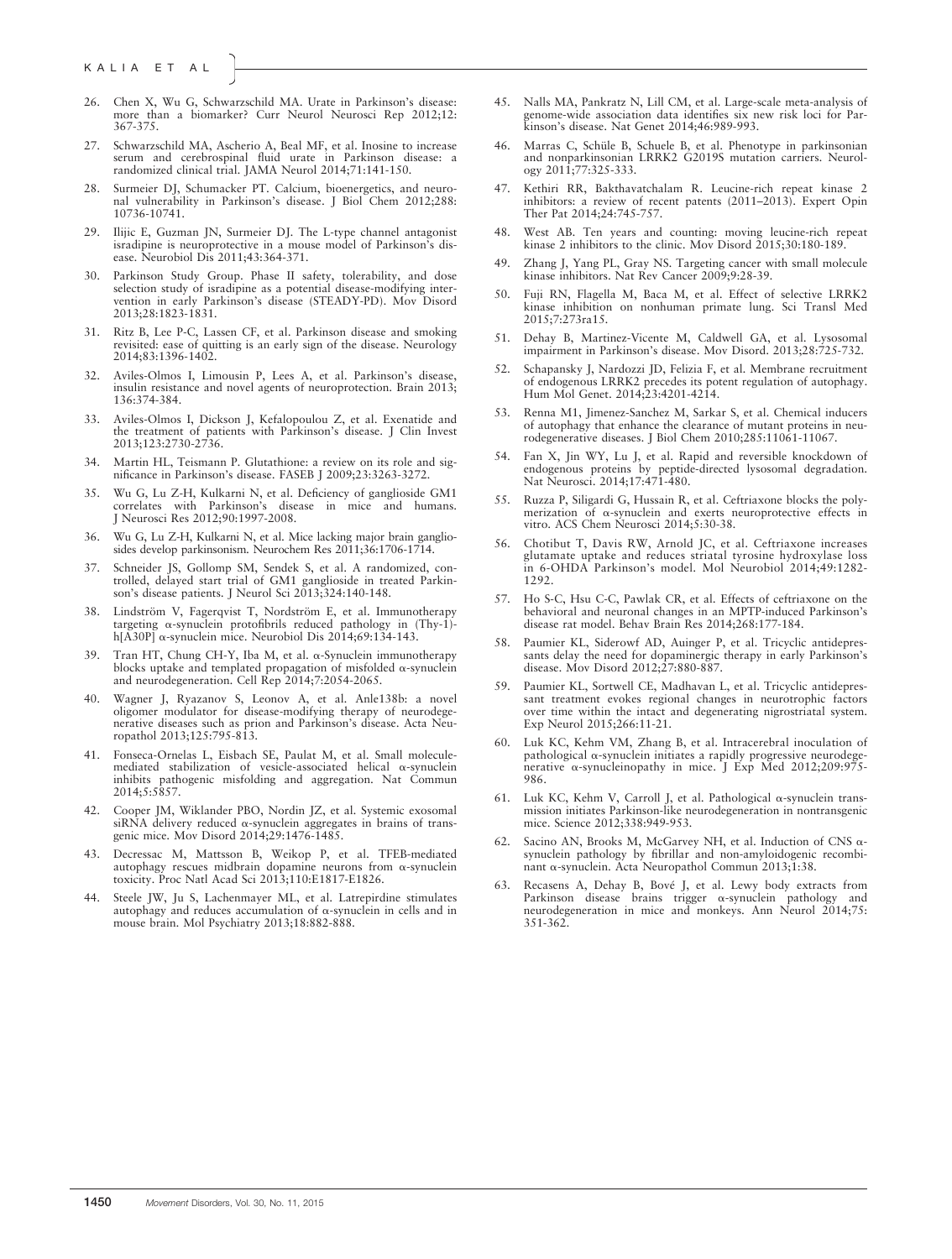26. Chen X, Wu G, Schwarzschild MA. Urate in Parkinson's disease: more than a biomarker? Curr Neurol Neurosci Rep 2012;12: 367-375.
27. Schwarzschild MA, Ascherio A, Beal MF, et al. Inosine to increase serum and cerebrospinal fluid urate in Parkinson disease: a randomized clinical trial. JAMA Neurol 2014;71:141-150.
28. Surmeier DJ, Schumacker PT. Calcium, bioenergetics, and neuronal vulnerability in Parkinson's disease. J Biol Chem 2012;288: 10736-10741.
29. Ilijic E, Guzman JN, Surmeier DJ. The L-type channel antagonist isradipine is neuroprotective in a mouse model of Parkinson's disease. Neurobiol Dis 2011;43:364-371.
30. Parkinson Study Group. Phase II safety, tolerability, and dose selection study of isradipine as a potential disease-modifying intervention in early Parkinson's disease (STEADY-PD). Mov Disord 2013;28:1823-1831.
31. Ritz B, Lee P-C, Lassen CF, et al. Parkinson disease and smoking revisited: ease of quitting is an early sign of the disease. Neurology 2014;83:1396-1402.
32. Aviles-Olmos I, Limousin P, Lees A, et al. Parkinson's disease, insulin resistance and novel agents of neuroprotection. Brain 2013; 136:374-384.
33. Aviles-Olmos I, Dickson J, Kefalopoulou Z, et al. Exenatide and the treatment of patients with Parkinson's disease. J Clin Invest 2013;123:2730-2736.
34. Martin HL, Teismann P. Glutathione: a review on its role and significance in Parkinson's disease. FASEB J 2009;23:3263-3272.
35. Wu G, Lu Z-H, Kulkarni N, et al. Deficiency of ganglioside GM1 correlates with Parkinson's disease in mice and humans. J Neurosci Res 2012;90:1997-2008.
36. Wu G, Lu Z-H, Kulkarni N, et al. Mice lacking major brain gangliosides develop parkinsonism. Neurochem Res 2011;36:1706-1714.
37. Schneider JS, Gollomp SM, Sendek S, et al. A randomized, controlled, delayed start trial of GM1 ganglioside in treated Parkinson's disease patients. J Neurol Sci 2013;324:140-148.
38. Lindström V, Fagerqvist T, Nordström E, et al. Immunotherapy targeting α-synuclein protofibrils reduced pathology in (Thy-1)-h[A30P] α-synuclein mice. Neurobiol Dis 2014;69:134-143.
39. Tran HT, Chung CH-Y, Iba M, et al. α-Synuclein immunotherapy blocks uptake and templated propagation of misfolded α-synuclein and neurodegeneration. Cell Rep 2014;7:2054-2065.
40. Wagner J, Ryazanov S, Leonov A, et al. Anle138b: a novel oligomer modulator for disease-modifying therapy of neurodegenerative diseases such as prion and Parkinson's disease. Acta Neuropathol 2013;125:795-813.
41. Fonseca-Ornelas L, Eisbach SE, Paulat M, et al. Small molecule-mediated stabilization of vesicle-associated helical α-synuclein inhibits pathogenic misfolding and aggregation. Nat Commun 2014;5:5857.
42. Cooper JM, Wiklander PBO, Nordin JZ, et al. Systemic exosomal siRNA delivery reduced α-synuclein aggregates in brains of transgenic mice. Mov Disord 2014;29:1476-1485.
43. Decressac M, Mattsson B, Weikop P, et al. TFEB-mediated autophagy rescues midbrain dopamine neurons from α-synuclein toxicity. Proc Natl Acad Sci 2013;110:E1817-E1826.
44. Steele JW, Ju S, Lachenmayer ML, et al. Latrepirdine stimulates autophagy and reduces accumulation of α-synuclein in cells and in mouse brain. Mol Psychiatry 2013;18:882-888.
45. Nalls MA, Pankratz N, Lill CM, et al. Large-scale meta-analysis of genome-wide association data identifies six new risk loci for Parkinson's disease. Nat Genet 2014;46:989-993.
46. Marras C, Schüle B, Schuele B, et al. Phenotype in parkinsonian and nonparkinsonian LRRK2 G2019S mutation carriers. Neurology 2011;77:325-333.
47. Kethiri RR, Bakthavatchalam R. Leucine-rich repeat kinase 2 inhibitors: a review of recent patents (2011–2013). Expert Opin Ther Pat 2014;24:745-757.
48. West AB. Ten years and counting: moving leucine-rich repeat kinase 2 inhibitors to the clinic. Mov Disord 2015;30:180-189.
49. Zhang J, Yang PL, Gray NS. Targeting cancer with small molecule kinase inhibitors. Nat Rev Cancer 2009;9:28-39.
50. Fuji RN, Flagella M, Baca M, et al. Effect of selective LRRK2 kinase inhibition on nonhuman primate lung. Sci Transl Med 2015;7:273ra15.
51. Dehay B, Martinez-Vicente M, Caldwell GA, et al. Lysosomal impairment in Parkinson's disease. Mov Disord. 2013;28:725-732.
52. Schapansky J, Nardozzi JD, Felizia F, et al. Membrane recruitment of endogenous LRRK2 precedes its potent regulation of autophagy. Hum Mol Genet. 2014;23:4201-4214.
53. Renna M1, Jimenez-Sanchez M, Sarkar S, et al. Chemical inducers of autophagy that enhance the clearance of mutant proteins in neurodegenerative diseases. J Biol Chem 2010;285:11061-11067.
54. Fan X, Jin WY, Lu J, et al. Rapid and reversible knockdown of endogenous proteins by peptide-directed lysosomal degradation. Nat Neurosci. 2014;17:471-480.
55. Ruzza P, Siligardi G, Hussain R, et al. Ceftriaxone blocks the polymerization of α-synuclein and exerts neuroprotective effects in vitro. ACS Chem Neurosci 2014;5:30-38.
56. Chotibut T, Davis RW, Arnold JC, et al. Ceftriaxone increases glutamate uptake and reduces striatal tyrosine hydroxylase loss in 6-OHDA Parkinson's model. Mol Neurobiol 2014;49:1282-1292.
57. Ho S-C, Hsu C-C, Pawlak CR, et al. Effects of ceftriaxone on the behavioral and neuronal changes in an MPTP-induced Parkinson's disease rat model. Behav Brain Res 2014;268:177-184.
58. Paumier KL, Siderowf AD, Auinger P, et al. Tricyclic antidepressants delay the need for dopaminergic therapy in early Parkinson's disease. Mov Disord 2012;27:880-887.
59. Paumier KL, Sortwell CE, Madhavan L, et al. Tricyclic antidepressant treatment evokes regional changes in neurotrophic factors over time within the intact and degenerating nigrostriatal system. Exp Neurol 2015;266:11-21.
60. Luk KC, Kehm VM, Zhang B, et al. Intracerebral inoculation of pathological α-synuclein initiates a rapidly progressive neurodegenerative α-synucleinopathy in mice. J Exp Med 2012;209:975-986.
61. Luk KC, Kehm V, Carroll J, et al. Pathological α-synuclein transmission initiates Parkinson-like neurodegeneration in nontransgenic mice. Science 2012;338:949-953.
62. Sacino AN, Brooks M, McGarvey NH, et al. Induction of CNS α-synuclein pathology by fibrillar and non-amyloidogenic recombinant α-synuclein. Acta Neuropathol Commun 2013;1:38.
63. Recasens A, Dehay B, Bové J, et al. Lewy body extracts from Parkinson disease brains trigger α-synuclein pathology and neurodegeneration in mice and monkeys. Ann Neurol 2014;75: 351-362.